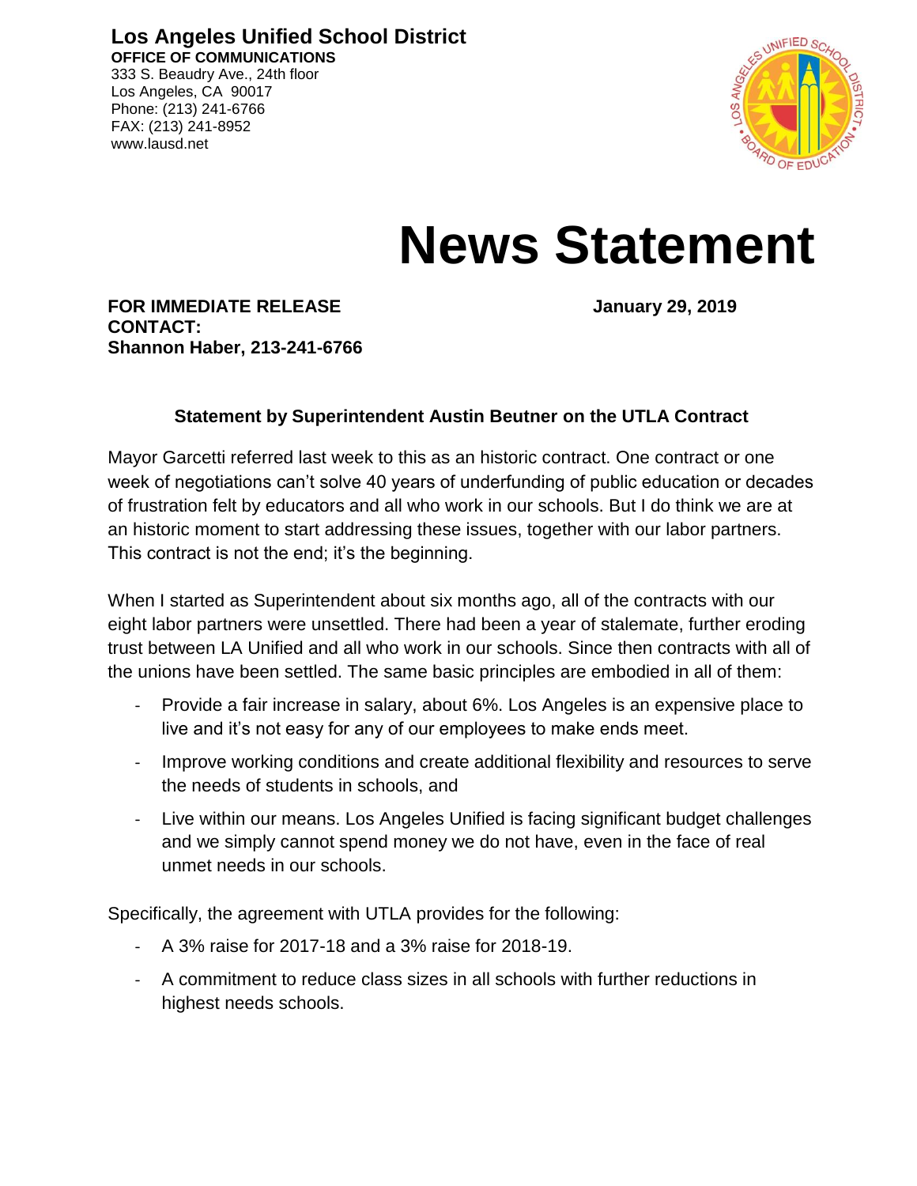**Los Angeles Unified School District**
**OFFICE OF COMMUNICATIONS**
333 S. Beaudry Ave., 24th floor
Los Angeles, CA 90017
Phone: (213) 241-6766
FAX: (213) 241-8952
www.lausd.net

# News Statement

**FOR IMMEDIATE RELEASE** **January 29, 2019**
**CONTACT:**
**Shannon Haber, 213-241-6766**

**Statement by Superintendent Austin Beutner on the UTLA Contract**

Mayor Garcetti referred last week to this as an historic contract. One contract or one week of negotiations can't solve 40 years of underfunding of public education or decades of frustration felt by educators and all who work in our schools. But I do think we are at an historic moment to start addressing these issues, together with our labor partners. This contract is not the end; it's the beginning.

When I started as Superintendent about six months ago, all of the contracts with our eight labor partners were unsettled. There had been a year of stalemate, further eroding trust between LA Unified and all who work in our schools. Since then contracts with all of the unions have been settled. The same basic principles are embodied in all of them:

- Provide a fair increase in salary, about 6%. Los Angeles is an expensive place to live and it's not easy for any of our employees to make ends meet.
- Improve working conditions and create additional flexibility and resources to serve the needs of students in schools, and
- Live within our means. Los Angeles Unified is facing significant budget challenges and we simply cannot spend money we do not have, even in the face of real unmet needs in our schools.

Specifically, the agreement with UTLA provides for the following:

- A 3% raise for 2017-18 and a 3% raise for 2018-19.
- A commitment to reduce class sizes in all schools with further reductions in highest needs schools.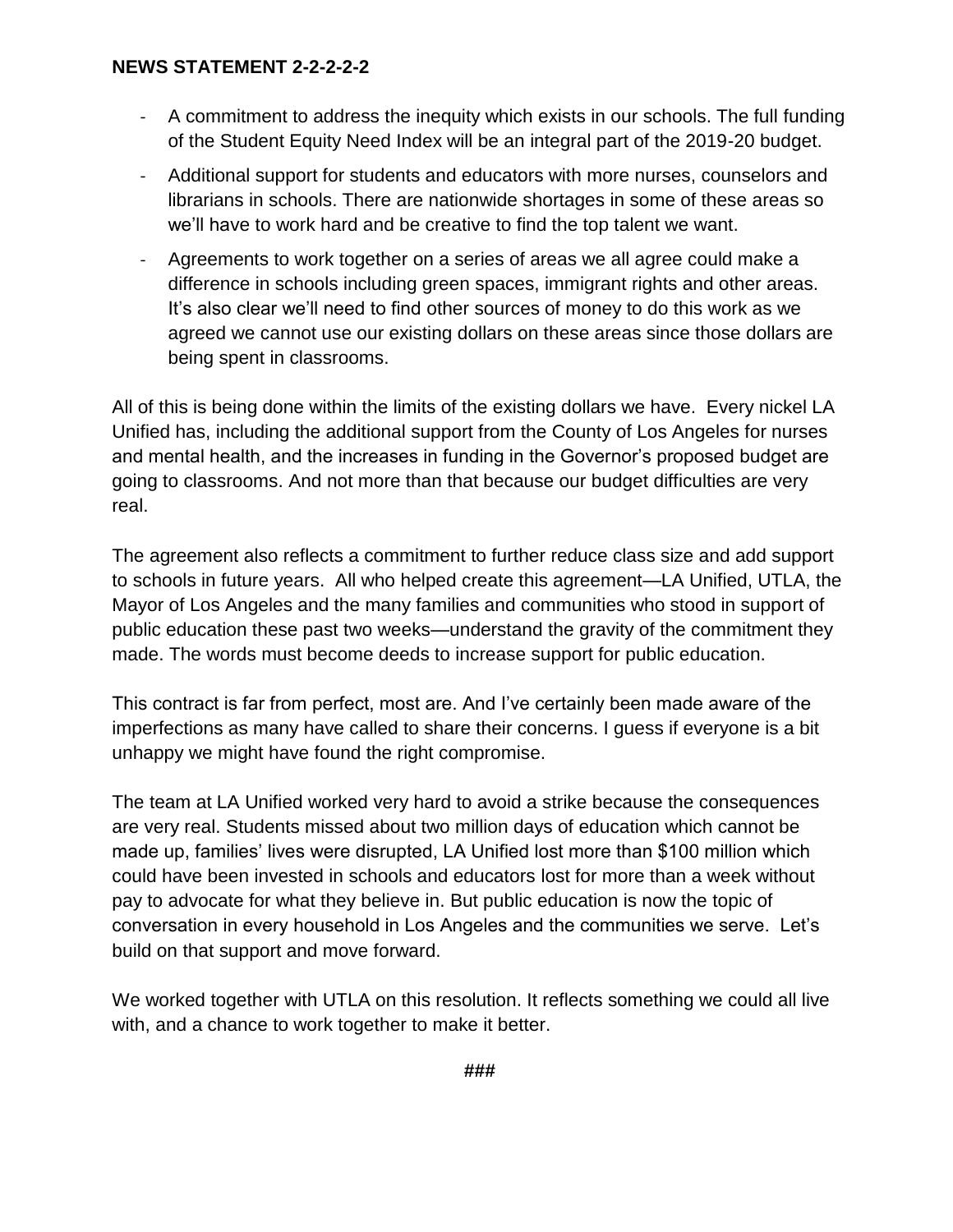**NEWS STATEMENT 2-2-2-2-2**

- A commitment to address the inequity which exists in our schools. The full funding of the Student Equity Need Index will be an integral part of the 2019-20 budget.
- Additional support for students and educators with more nurses, counselors and librarians in schools. There are nationwide shortages in some of these areas so we'll have to work hard and be creative to find the top talent we want.
- Agreements to work together on a series of areas we all agree could make a difference in schools including green spaces, immigrant rights and other areas. It's also clear we'll need to find other sources of money to do this work as we agreed we cannot use our existing dollars on these areas since those dollars are being spent in classrooms.

All of this is being done within the limits of the existing dollars we have. Every nickel LA Unified has, including the additional support from the County of Los Angeles for nurses and mental health, and the increases in funding in the Governor's proposed budget are going to classrooms. And not more than that because our budget difficulties are very real.

The agreement also reflects a commitment to further reduce class size and add support to schools in future years. All who helped create this agreement—LA Unified, UTLA, the Mayor of Los Angeles and the many families and communities who stood in support of public education these past two weeks—understand the gravity of the commitment they made. The words must become deeds to increase support for public education.

This contract is far from perfect, most are. And I've certainly been made aware of the imperfections as many have called to share their concerns. I guess if everyone is a bit unhappy we might have found the right compromise.

The team at LA Unified worked very hard to avoid a strike because the consequences are very real. Students missed about two million days of education which cannot be made up, families' lives were disrupted, LA Unified lost more than $100 million which could have been invested in schools and educators lost for more than a week without pay to advocate for what they believe in. But public education is now the topic of conversation in every household in Los Angeles and the communities we serve. Let's build on that support and move forward.

We worked together with UTLA on this resolution. It reflects something we could all live with, and a chance to work together to make it better.

###